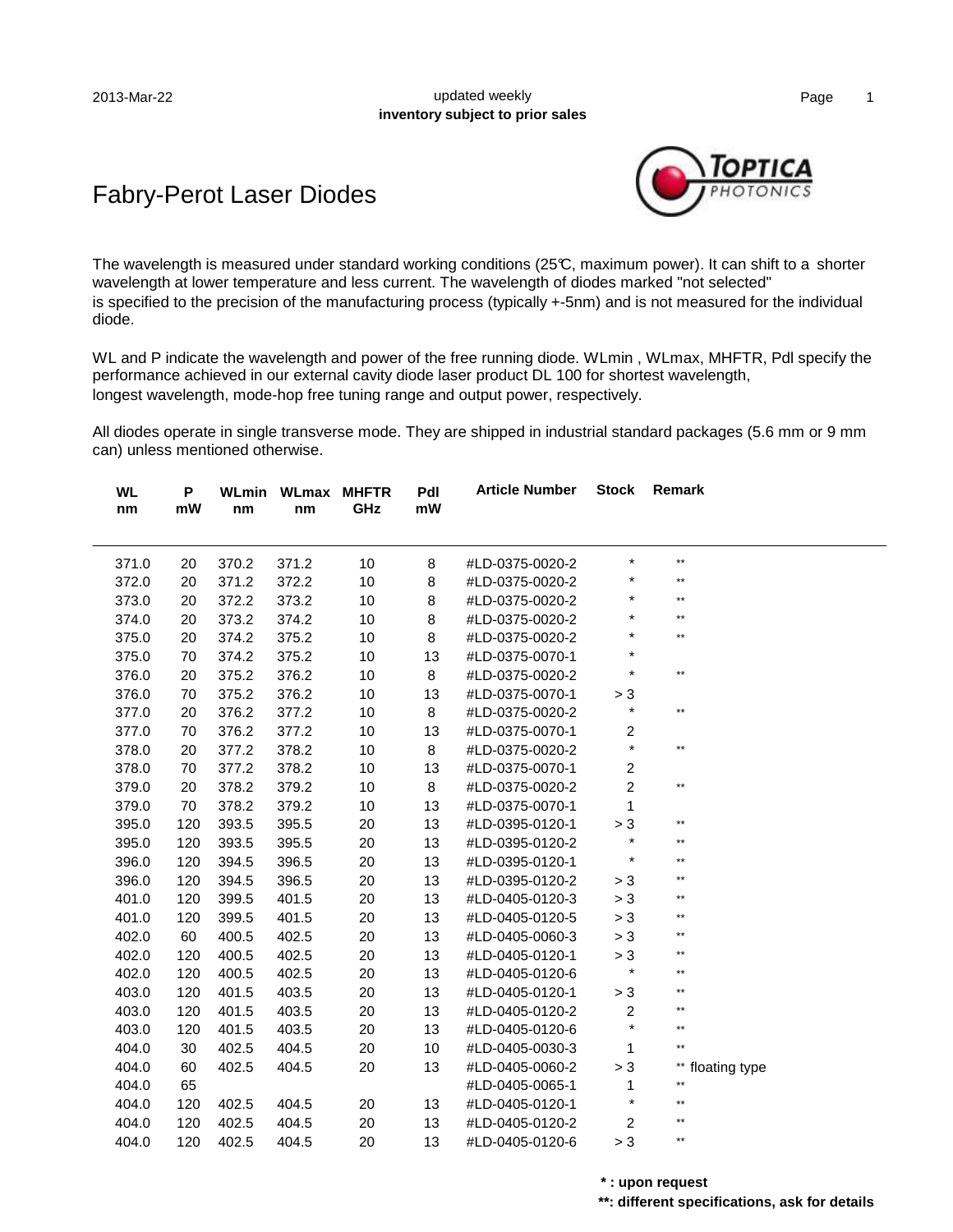2013-Mar-22

updated weekly
**inventory subject to prior sales**

# Fabry-Perot Laser Diodes

The wavelength is measured under standard working conditions (25℃, maximum power). It can shift to a shorter wavelength at lower temperature and less current. The wavelength of diodes marked "not selected" is specified to the precision of the manufacturing process (typically +-5nm) and is not measured for the individual diode.

WL and P indicate the wavelength and power of the free running diode. WLmin , WLmax, MHFTR, Pdl specify the performance achieved in our external cavity diode laser product DL 100 for shortest wavelength, longest wavelength, mode-hop free tuning range and output power, respectively.

All diodes operate in single transverse mode. They are shipped in industrial standard packages (5.6 mm or 9 mm can) unless mentioned otherwise.

| WL nm | P mW | WLmin nm | WLmax nm | MHFTR GHz | Pdl mW | Article Number | Stock | Remark |
|---|---|---|---|---|---|---|---|---|
| 371.0 | 20 | 370.2 | 371.2 | 10 | 8 | #LD-0375-0020-2 | * | ** |
| 372.0 | 20 | 371.2 | 372.2 | 10 | 8 | #LD-0375-0020-2 | * | ** |
| 373.0 | 20 | 372.2 | 373.2 | 10 | 8 | #LD-0375-0020-2 | * | ** |
| 374.0 | 20 | 373.2 | 374.2 | 10 | 8 | #LD-0375-0020-2 | * | ** |
| 375.0 | 20 | 374.2 | 375.2 | 10 | 8 | #LD-0375-0020-2 | * | ** |
| 375.0 | 70 | 374.2 | 375.2 | 10 | 13 | #LD-0375-0070-1 | * | |
| 376.0 | 20 | 375.2 | 376.2 | 10 | 8 | #LD-0375-0020-2 | * | ** |
| 376.0 | 70 | 375.2 | 376.2 | 10 | 13 | #LD-0375-0070-1 | > 3 | |
| 377.0 | 20 | 376.2 | 377.2 | 10 | 8 | #LD-0375-0020-2 | * | ** |
| 377.0 | 70 | 376.2 | 377.2 | 10 | 13 | #LD-0375-0070-1 | 2 | |
| 378.0 | 20 | 377.2 | 378.2 | 10 | 8 | #LD-0375-0020-2 | * | ** |
| 378.0 | 70 | 377.2 | 378.2 | 10 | 13 | #LD-0375-0070-1 | 2 | |
| 379.0 | 20 | 378.2 | 379.2 | 10 | 8 | #LD-0375-0020-2 | 2 | ** |
| 379.0 | 70 | 378.2 | 379.2 | 10 | 13 | #LD-0375-0070-1 | 1 | |
| 395.0 | 120 | 393.5 | 395.5 | 20 | 13 | #LD-0395-0120-1 | > 3 | ** |
| 395.0 | 120 | 393.5 | 395.5 | 20 | 13 | #LD-0395-0120-2 | * | ** |
| 396.0 | 120 | 394.5 | 396.5 | 20 | 13 | #LD-0395-0120-1 | * | ** |
| 396.0 | 120 | 394.5 | 396.5 | 20 | 13 | #LD-0395-0120-2 | > 3 | ** |
| 401.0 | 120 | 399.5 | 401.5 | 20 | 13 | #LD-0405-0120-3 | > 3 | ** |
| 401.0 | 120 | 399.5 | 401.5 | 20 | 13 | #LD-0405-0120-5 | > 3 | ** |
| 402.0 | 60 | 400.5 | 402.5 | 20 | 13 | #LD-0405-0060-3 | > 3 | ** |
| 402.0 | 120 | 400.5 | 402.5 | 20 | 13 | #LD-0405-0120-1 | > 3 | ** |
| 402.0 | 120 | 400.5 | 402.5 | 20 | 13 | #LD-0405-0120-6 | * | ** |
| 403.0 | 120 | 401.5 | 403.5 | 20 | 13 | #LD-0405-0120-1 | > 3 | ** |
| 403.0 | 120 | 401.5 | 403.5 | 20 | 13 | #LD-0405-0120-2 | 2 | ** |
| 403.0 | 120 | 401.5 | 403.5 | 20 | 13 | #LD-0405-0120-6 | * | ** |
| 404.0 | 30 | 402.5 | 404.5 | 20 | 10 | #LD-0405-0030-3 | 1 | ** |
| 404.0 | 60 | 402.5 | 404.5 | 20 | 13 | #LD-0405-0060-2 | > 3 | ** floating type |
| 404.0 | 65 | | | | | #LD-0405-0065-1 | 1 | ** |
| 404.0 | 120 | 402.5 | 404.5 | 20 | 13 | #LD-0405-0120-1 | * | ** |
| 404.0 | 120 | 402.5 | 404.5 | 20 | 13 | #LD-0405-0120-2 | 2 | ** |
| 404.0 | 120 | 402.5 | 404.5 | 20 | 13 | #LD-0405-0120-6 | > 3 | ** |

**\* : upon request**

**\*\*: different specifications, ask for details**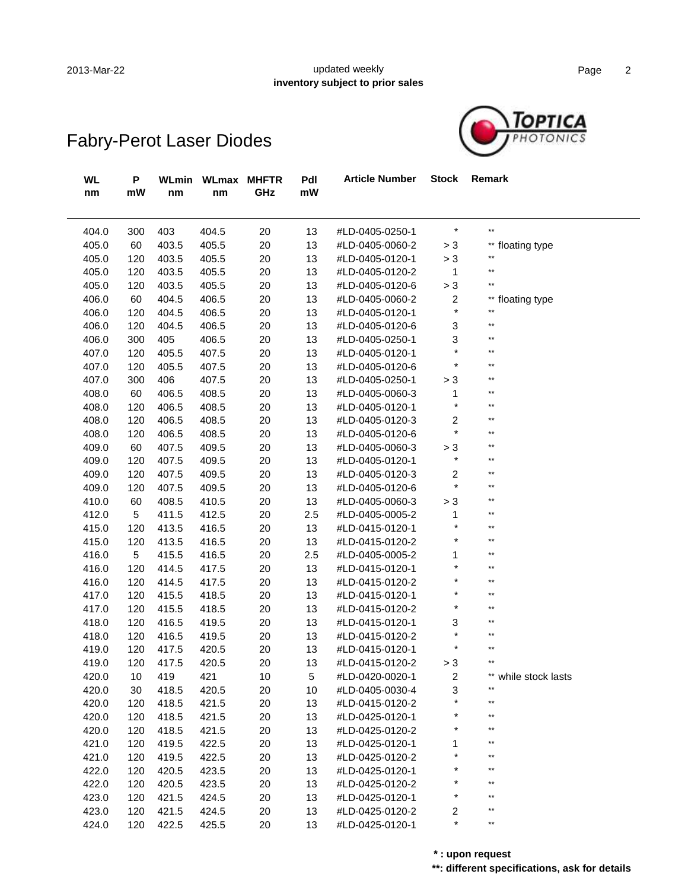# Fabry-Perot Laser Diodes

updated weekly
**inventory subject to prior sales**

2013-Mar-22

| WL nm | P mW | WLmin nm | WLmax nm | MHFTR GHz | Pdl mW | Article Number | Stock | Remark |
|---|---|---|---|---|---|---|---|---|
| 404.0 | 300 | 403 | 404.5 | 20 | 13 | #LD-0405-0250-1 | * | ** |
| 405.0 | 60 | 403.5 | 405.5 | 20 | 13 | #LD-0405-0060-2 | > 3 | ** floating type |
| 405.0 | 120 | 403.5 | 405.5 | 20 | 13 | #LD-0405-0120-1 | > 3 | ** |
| 405.0 | 120 | 403.5 | 405.5 | 20 | 13 | #LD-0405-0120-2 | 1 | ** |
| 405.0 | 120 | 403.5 | 405.5 | 20 | 13 | #LD-0405-0120-6 | > 3 | ** |
| 406.0 | 60 | 404.5 | 406.5 | 20 | 13 | #LD-0405-0060-2 | 2 | ** floating type |
| 406.0 | 120 | 404.5 | 406.5 | 20 | 13 | #LD-0405-0120-1 | * | ** |
| 406.0 | 120 | 404.5 | 406.5 | 20 | 13 | #LD-0405-0120-6 | 3 | ** |
| 406.0 | 300 | 405 | 406.5 | 20 | 13 | #LD-0405-0250-1 | 3 | ** |
| 407.0 | 120 | 405.5 | 407.5 | 20 | 13 | #LD-0405-0120-1 | * | ** |
| 407.0 | 120 | 405.5 | 407.5 | 20 | 13 | #LD-0405-0120-6 | * | ** |
| 407.0 | 300 | 406 | 407.5 | 20 | 13 | #LD-0405-0250-1 | > 3 | ** |
| 408.0 | 60 | 406.5 | 408.5 | 20 | 13 | #LD-0405-0060-3 | 1 | ** |
| 408.0 | 120 | 406.5 | 408.5 | 20 | 13 | #LD-0405-0120-1 | * | ** |
| 408.0 | 120 | 406.5 | 408.5 | 20 | 13 | #LD-0405-0120-3 | 2 | ** |
| 408.0 | 120 | 406.5 | 408.5 | 20 | 13 | #LD-0405-0120-6 | * | ** |
| 409.0 | 60 | 407.5 | 409.5 | 20 | 13 | #LD-0405-0060-3 | > 3 | ** |
| 409.0 | 120 | 407.5 | 409.5 | 20 | 13 | #LD-0405-0120-1 | * | ** |
| 409.0 | 120 | 407.5 | 409.5 | 20 | 13 | #LD-0405-0120-3 | 2 | ** |
| 409.0 | 120 | 407.5 | 409.5 | 20 | 13 | #LD-0405-0120-6 | * | ** |
| 410.0 | 60 | 408.5 | 410.5 | 20 | 13 | #LD-0405-0060-3 | > 3 | ** |
| 412.0 | 5 | 411.5 | 412.5 | 20 | 2.5 | #LD-0405-0005-2 | 1 | ** |
| 415.0 | 120 | 413.5 | 416.5 | 20 | 13 | #LD-0415-0120-1 | * | ** |
| 415.0 | 120 | 413.5 | 416.5 | 20 | 13 | #LD-0415-0120-2 | * | ** |
| 416.0 | 5 | 415.5 | 416.5 | 20 | 2.5 | #LD-0405-0005-2 | 1 | ** |
| 416.0 | 120 | 414.5 | 417.5 | 20 | 13 | #LD-0415-0120-1 | * | ** |
| 416.0 | 120 | 414.5 | 417.5 | 20 | 13 | #LD-0415-0120-2 | * | ** |
| 417.0 | 120 | 415.5 | 418.5 | 20 | 13 | #LD-0415-0120-1 | * | ** |
| 417.0 | 120 | 415.5 | 418.5 | 20 | 13 | #LD-0415-0120-2 | * | ** |
| 418.0 | 120 | 416.5 | 419.5 | 20 | 13 | #LD-0415-0120-1 | 3 | ** |
| 418.0 | 120 | 416.5 | 419.5 | 20 | 13 | #LD-0415-0120-2 | * | ** |
| 419.0 | 120 | 417.5 | 420.5 | 20 | 13 | #LD-0415-0120-1 | * | ** |
| 419.0 | 120 | 417.5 | 420.5 | 20 | 13 | #LD-0415-0120-2 | > 3 | ** |
| 420.0 | 10 | 419 | 421 | 10 | 5 | #LD-0420-0020-1 | 2 | ** while stock lasts |
| 420.0 | 30 | 418.5 | 420.5 | 20 | 10 | #LD-0405-0030-4 | 3 | ** |
| 420.0 | 120 | 418.5 | 421.5 | 20 | 13 | #LD-0415-0120-2 | * | ** |
| 420.0 | 120 | 418.5 | 421.5 | 20 | 13 | #LD-0425-0120-1 | * | ** |
| 420.0 | 120 | 418.5 | 421.5 | 20 | 13 | #LD-0425-0120-2 | * | ** |
| 421.0 | 120 | 419.5 | 422.5 | 20 | 13 | #LD-0425-0120-1 | 1 | ** |
| 421.0 | 120 | 419.5 | 422.5 | 20 | 13 | #LD-0425-0120-2 | * | ** |
| 422.0 | 120 | 420.5 | 423.5 | 20 | 13 | #LD-0425-0120-1 | * | ** |
| 422.0 | 120 | 420.5 | 423.5 | 20 | 13 | #LD-0425-0120-2 | * | ** |
| 423.0 | 120 | 421.5 | 424.5 | 20 | 13 | #LD-0425-0120-1 | * | ** |
| 423.0 | 120 | 421.5 | 424.5 | 20 | 13 | #LD-0425-0120-2 | 2 | ** |
| 424.0 | 120 | 422.5 | 425.5 | 20 | 13 | #LD-0425-0120-1 | * | ** |

**\* : upon request**

**\*\*: different specifications, ask for details**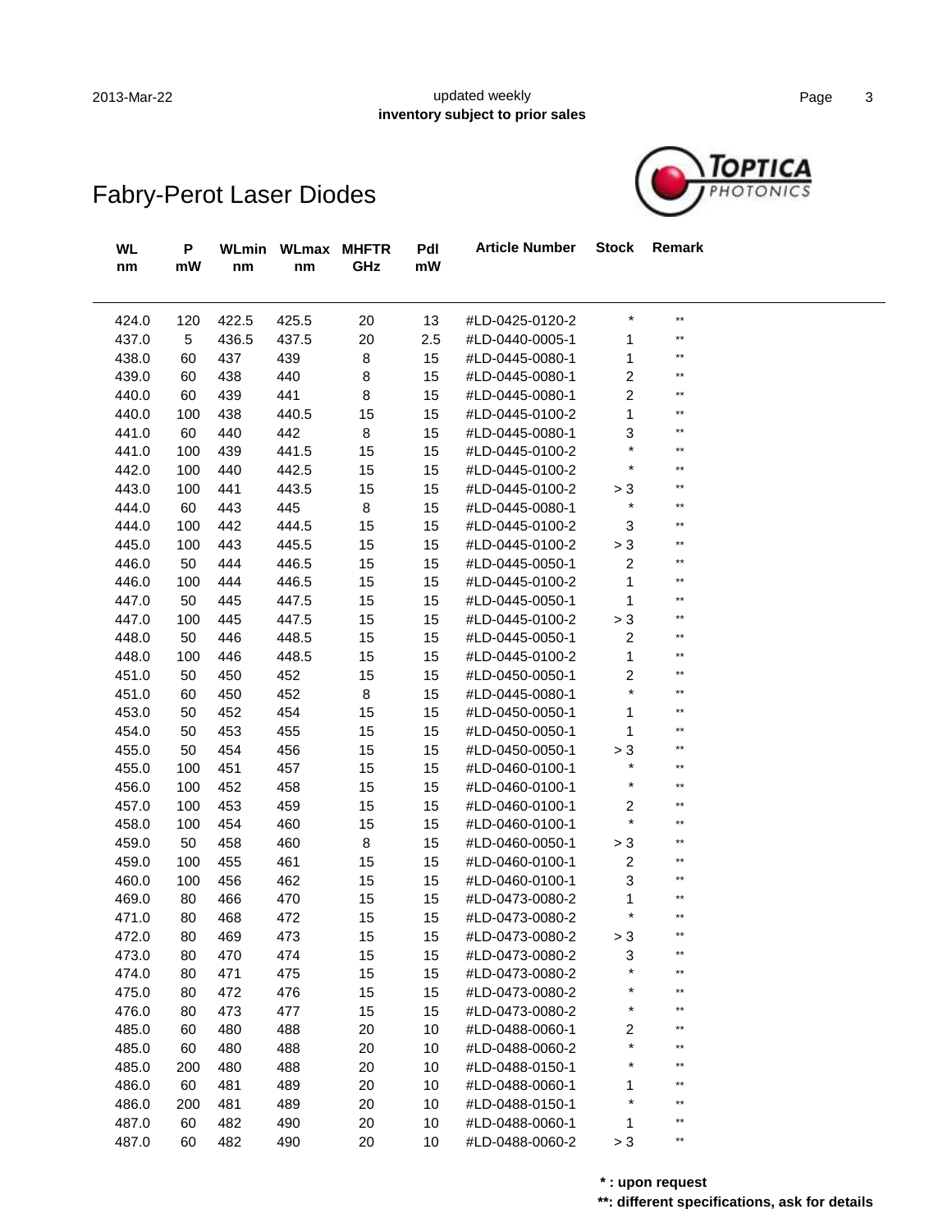updated weekly
**inventory subject to prior sales**

# Fabry-Perot Laser Diodes

| WL nm | P mW | WLmin nm | WLmax nm | MHFTR GHz | Pdl mW | Article Number | Stock | Remark |
|---|---|---|---|---|---|---|---|---|
| 424.0 | 120 | 422.5 | 425.5 | 20 | 13 | #LD-0425-0120-2 | * | ** |
| 437.0 | 5 | 436.5 | 437.5 | 20 | 2.5 | #LD-0440-0005-1 | 1 | ** |
| 438.0 | 60 | 437 | 439 | 8 | 15 | #LD-0445-0080-1 | 1 | ** |
| 439.0 | 60 | 438 | 440 | 8 | 15 | #LD-0445-0080-1 | 2 | ** |
| 440.0 | 60 | 439 | 441 | 8 | 15 | #LD-0445-0080-1 | 2 | ** |
| 440.0 | 100 | 438 | 440.5 | 15 | 15 | #LD-0445-0100-2 | 1 | ** |
| 441.0 | 60 | 440 | 442 | 8 | 15 | #LD-0445-0080-1 | 3 | ** |
| 441.0 | 100 | 439 | 441.5 | 15 | 15 | #LD-0445-0100-2 | * | ** |
| 442.0 | 100 | 440 | 442.5 | 15 | 15 | #LD-0445-0100-2 | * | ** |
| 443.0 | 100 | 441 | 443.5 | 15 | 15 | #LD-0445-0100-2 | > 3 | ** |
| 444.0 | 60 | 443 | 445 | 8 | 15 | #LD-0445-0080-1 | * | ** |
| 444.0 | 100 | 442 | 444.5 | 15 | 15 | #LD-0445-0100-2 | 3 | ** |
| 445.0 | 100 | 443 | 445.5 | 15 | 15 | #LD-0445-0100-2 | > 3 | ** |
| 446.0 | 50 | 444 | 446.5 | 15 | 15 | #LD-0445-0050-1 | 2 | ** |
| 446.0 | 100 | 444 | 446.5 | 15 | 15 | #LD-0445-0100-2 | 1 | ** |
| 447.0 | 50 | 445 | 447.5 | 15 | 15 | #LD-0445-0050-1 | 1 | ** |
| 447.0 | 100 | 445 | 447.5 | 15 | 15 | #LD-0445-0100-2 | > 3 | ** |
| 448.0 | 50 | 446 | 448.5 | 15 | 15 | #LD-0445-0050-1 | 2 | ** |
| 448.0 | 100 | 446 | 448.5 | 15 | 15 | #LD-0445-0100-2 | 1 | ** |
| 451.0 | 50 | 450 | 452 | 15 | 15 | #LD-0450-0050-1 | 2 | ** |
| 451.0 | 60 | 450 | 452 | 8 | 15 | #LD-0445-0080-1 | * | ** |
| 453.0 | 50 | 452 | 454 | 15 | 15 | #LD-0450-0050-1 | 1 | ** |
| 454.0 | 50 | 453 | 455 | 15 | 15 | #LD-0450-0050-1 | 1 | ** |
| 455.0 | 50 | 454 | 456 | 15 | 15 | #LD-0450-0050-1 | > 3 | ** |
| 455.0 | 100 | 451 | 457 | 15 | 15 | #LD-0460-0100-1 | * | ** |
| 456.0 | 100 | 452 | 458 | 15 | 15 | #LD-0460-0100-1 | * | ** |
| 457.0 | 100 | 453 | 459 | 15 | 15 | #LD-0460-0100-1 | 2 | ** |
| 458.0 | 100 | 454 | 460 | 15 | 15 | #LD-0460-0100-1 | * | ** |
| 459.0 | 50 | 458 | 460 | 8 | 15 | #LD-0460-0050-1 | > 3 | ** |
| 459.0 | 100 | 455 | 461 | 15 | 15 | #LD-0460-0100-1 | 2 | ** |
| 460.0 | 100 | 456 | 462 | 15 | 15 | #LD-0460-0100-1 | 3 | ** |
| 469.0 | 80 | 466 | 470 | 15 | 15 | #LD-0473-0080-2 | 1 | ** |
| 471.0 | 80 | 468 | 472 | 15 | 15 | #LD-0473-0080-2 | * | ** |
| 472.0 | 80 | 469 | 473 | 15 | 15 | #LD-0473-0080-2 | > 3 | ** |
| 473.0 | 80 | 470 | 474 | 15 | 15 | #LD-0473-0080-2 | 3 | ** |
| 474.0 | 80 | 471 | 475 | 15 | 15 | #LD-0473-0080-2 | * | ** |
| 475.0 | 80 | 472 | 476 | 15 | 15 | #LD-0473-0080-2 | * | ** |
| 476.0 | 80 | 473 | 477 | 15 | 15 | #LD-0473-0080-2 | * | ** |
| 485.0 | 60 | 480 | 488 | 20 | 10 | #LD-0488-0060-1 | 2 | ** |
| 485.0 | 60 | 480 | 488 | 20 | 10 | #LD-0488-0060-2 | * | ** |
| 485.0 | 200 | 480 | 488 | 20 | 10 | #LD-0488-0150-1 | * | ** |
| 486.0 | 60 | 481 | 489 | 20 | 10 | #LD-0488-0060-1 | 1 | ** |
| 486.0 | 200 | 481 | 489 | 20 | 10 | #LD-0488-0150-1 | * | ** |
| 487.0 | 60 | 482 | 490 | 20 | 10 | #LD-0488-0060-1 | 1 | ** |
| 487.0 | 60 | 482 | 490 | 20 | 10 | #LD-0488-0060-2 | > 3 | ** |

**\* : upon request**

**\*\*: different specifications, ask for details**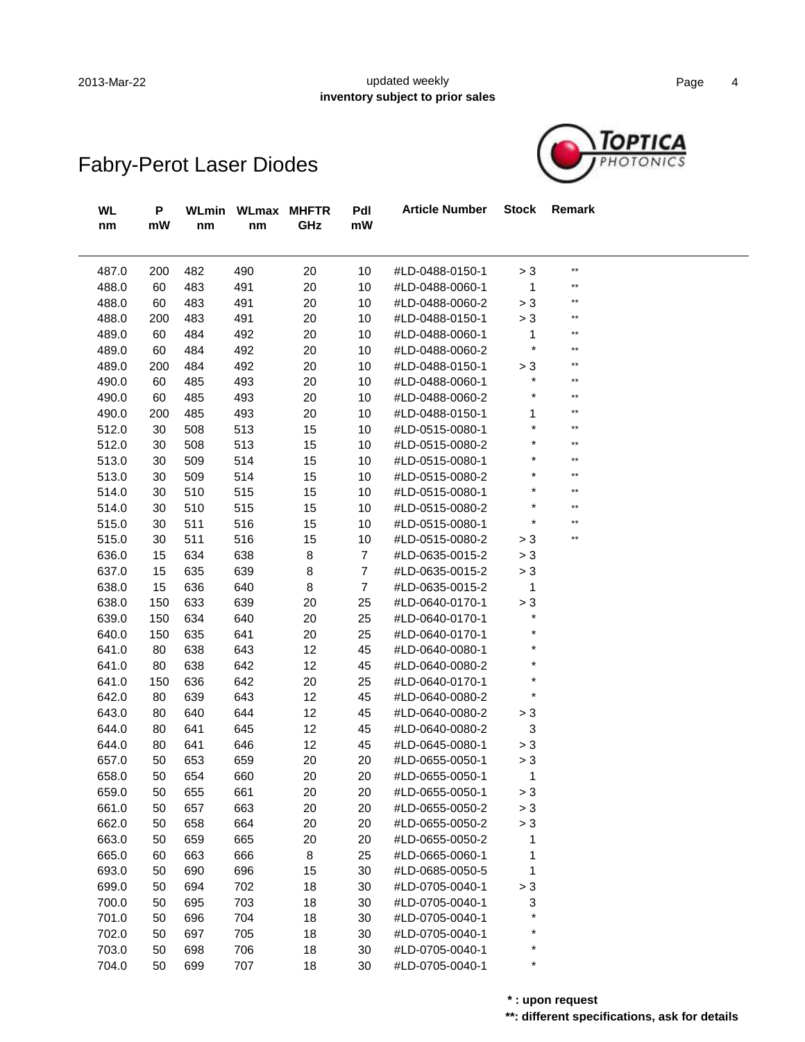# Fabry-Perot Laser Diodes

| WL nm | P mW | WLmin nm | WLmax nm | MHFTR GHz | Pdl mW | Article Number | Stock | Remark |
|---|---|---|---|---|---|---|---|---|
| 487.0 | 200 | 482 | 490 | 20 | 10 | #LD-0488-0150-1 | > 3 | ** |
| 488.0 | 60 | 483 | 491 | 20 | 10 | #LD-0488-0060-1 | 1 | ** |
| 488.0 | 60 | 483 | 491 | 20 | 10 | #LD-0488-0060-2 | > 3 | ** |
| 488.0 | 200 | 483 | 491 | 20 | 10 | #LD-0488-0150-1 | > 3 | ** |
| 489.0 | 60 | 484 | 492 | 20 | 10 | #LD-0488-0060-1 | 1 | ** |
| 489.0 | 60 | 484 | 492 | 20 | 10 | #LD-0488-0060-2 | * | ** |
| 489.0 | 200 | 484 | 492 | 20 | 10 | #LD-0488-0150-1 | > 3 | ** |
| 490.0 | 60 | 485 | 493 | 20 | 10 | #LD-0488-0060-1 | * | ** |
| 490.0 | 60 | 485 | 493 | 20 | 10 | #LD-0488-0060-2 | * | ** |
| 490.0 | 200 | 485 | 493 | 20 | 10 | #LD-0488-0150-1 | 1 | ** |
| 512.0 | 30 | 508 | 513 | 15 | 10 | #LD-0515-0080-1 | * | ** |
| 512.0 | 30 | 508 | 513 | 15 | 10 | #LD-0515-0080-2 | * | ** |
| 513.0 | 30 | 509 | 514 | 15 | 10 | #LD-0515-0080-1 | * | ** |
| 513.0 | 30 | 509 | 514 | 15 | 10 | #LD-0515-0080-2 | * | ** |
| 514.0 | 30 | 510 | 515 | 15 | 10 | #LD-0515-0080-1 | * | ** |
| 514.0 | 30 | 510 | 515 | 15 | 10 | #LD-0515-0080-2 | * | ** |
| 515.0 | 30 | 511 | 516 | 15 | 10 | #LD-0515-0080-1 | * | ** |
| 515.0 | 30 | 511 | 516 | 15 | 10 | #LD-0515-0080-2 | > 3 | ** |
| 636.0 | 15 | 634 | 638 | 8 | 7 | #LD-0635-0015-2 | > 3 | |
| 637.0 | 15 | 635 | 639 | 8 | 7 | #LD-0635-0015-2 | > 3 | |
| 638.0 | 15 | 636 | 640 | 8 | 7 | #LD-0635-0015-2 | 1 | |
| 638.0 | 150 | 633 | 639 | 20 | 25 | #LD-0640-0170-1 | > 3 | |
| 639.0 | 150 | 634 | 640 | 20 | 25 | #LD-0640-0170-1 | * | |
| 640.0 | 150 | 635 | 641 | 20 | 25 | #LD-0640-0170-1 | * | |
| 641.0 | 80 | 638 | 643 | 12 | 45 | #LD-0640-0080-1 | * | |
| 641.0 | 80 | 638 | 642 | 12 | 45 | #LD-0640-0080-2 | * | |
| 641.0 | 150 | 636 | 642 | 20 | 25 | #LD-0640-0170-1 | * | |
| 642.0 | 80 | 639 | 643 | 12 | 45 | #LD-0640-0080-2 | * | |
| 643.0 | 80 | 640 | 644 | 12 | 45 | #LD-0640-0080-2 | > 3 | |
| 644.0 | 80 | 641 | 645 | 12 | 45 | #LD-0640-0080-2 | 3 | |
| 644.0 | 80 | 641 | 646 | 12 | 45 | #LD-0645-0080-1 | > 3 | |
| 657.0 | 50 | 653 | 659 | 20 | 20 | #LD-0655-0050-1 | > 3 | |
| 658.0 | 50 | 654 | 660 | 20 | 20 | #LD-0655-0050-1 | 1 | |
| 659.0 | 50 | 655 | 661 | 20 | 20 | #LD-0655-0050-1 | > 3 | |
| 661.0 | 50 | 657 | 663 | 20 | 20 | #LD-0655-0050-2 | > 3 | |
| 662.0 | 50 | 658 | 664 | 20 | 20 | #LD-0655-0050-2 | > 3 | |
| 663.0 | 50 | 659 | 665 | 20 | 20 | #LD-0655-0050-2 | 1 | |
| 665.0 | 60 | 663 | 666 | 8 | 25 | #LD-0665-0060-1 | 1 | |
| 693.0 | 50 | 690 | 696 | 15 | 30 | #LD-0685-0050-5 | 1 | |
| 699.0 | 50 | 694 | 702 | 18 | 30 | #LD-0705-0040-1 | > 3 | |
| 700.0 | 50 | 695 | 703 | 18 | 30 | #LD-0705-0040-1 | 3 | |
| 701.0 | 50 | 696 | 704 | 18 | 30 | #LD-0705-0040-1 | * | |
| 702.0 | 50 | 697 | 705 | 18 | 30 | #LD-0705-0040-1 | * | |
| 703.0 | 50 | 698 | 706 | 18 | 30 | #LD-0705-0040-1 | * | |
| 704.0 | 50 | 699 | 707 | 18 | 30 | #LD-0705-0040-1 | * | |

**\* : upon request**

**\*\*: different specifications, ask for details**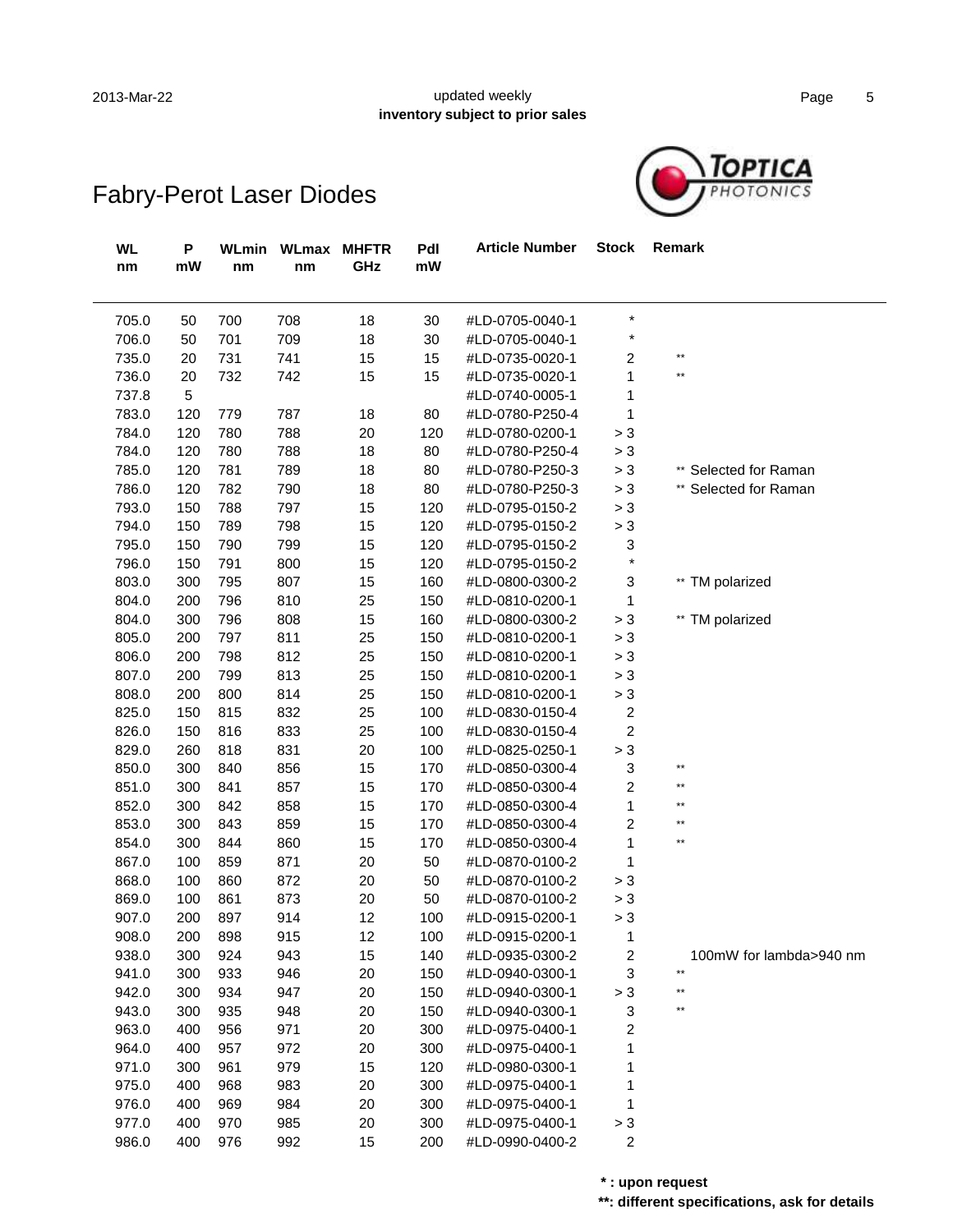# Fabry-Perot Laser Diodes

| WL nm | P mW | WLmin nm | WLmax nm | MHFTR GHz | Pdl mW | Article Number | Stock | Remark |
|---|---|---|---|---|---|---|---|---|
| 705.0 | 50 | 700 | 708 | 18 | 30 | #LD-0705-0040-1 | * | |
| 706.0 | 50 | 701 | 709 | 18 | 30 | #LD-0705-0040-1 | * | |
| 735.0 | 20 | 731 | 741 | 15 | 15 | #LD-0735-0020-1 | 2 | ** |
| 736.0 | 20 | 732 | 742 | 15 | 15 | #LD-0735-0020-1 | 1 | ** |
| 737.8 | 5 | | | | | #LD-0740-0005-1 | 1 | |
| 783.0 | 120 | 779 | 787 | 18 | 80 | #LD-0780-P250-4 | 1 | |
| 784.0 | 120 | 780 | 788 | 20 | 120 | #LD-0780-0200-1 | > 3 | |
| 784.0 | 120 | 780 | 788 | 18 | 80 | #LD-0780-P250-4 | > 3 | |
| 785.0 | 120 | 781 | 789 | 18 | 80 | #LD-0780-P250-3 | > 3 | ** Selected for Raman |
| 786.0 | 120 | 782 | 790 | 18 | 80 | #LD-0780-P250-3 | > 3 | ** Selected for Raman |
| 793.0 | 150 | 788 | 797 | 15 | 120 | #LD-0795-0150-2 | > 3 | |
| 794.0 | 150 | 789 | 798 | 15 | 120 | #LD-0795-0150-2 | > 3 | |
| 795.0 | 150 | 790 | 799 | 15 | 120 | #LD-0795-0150-2 | 3 | |
| 796.0 | 150 | 791 | 800 | 15 | 120 | #LD-0795-0150-2 | * | |
| 803.0 | 300 | 795 | 807 | 15 | 160 | #LD-0800-0300-2 | 3 | ** TM polarized |
| 804.0 | 200 | 796 | 810 | 25 | 150 | #LD-0810-0200-1 | 1 | |
| 804.0 | 300 | 796 | 808 | 15 | 160 | #LD-0800-0300-2 | > 3 | ** TM polarized |
| 805.0 | 200 | 797 | 811 | 25 | 150 | #LD-0810-0200-1 | > 3 | |
| 806.0 | 200 | 798 | 812 | 25 | 150 | #LD-0810-0200-1 | > 3 | |
| 807.0 | 200 | 799 | 813 | 25 | 150 | #LD-0810-0200-1 | > 3 | |
| 808.0 | 200 | 800 | 814 | 25 | 150 | #LD-0810-0200-1 | > 3 | |
| 825.0 | 150 | 815 | 832 | 25 | 100 | #LD-0830-0150-4 | 2 | |
| 826.0 | 150 | 816 | 833 | 25 | 100 | #LD-0830-0150-4 | 2 | |
| 829.0 | 260 | 818 | 831 | 20 | 100 | #LD-0825-0250-1 | > 3 | |
| 850.0 | 300 | 840 | 856 | 15 | 170 | #LD-0850-0300-4 | 3 | ** |
| 851.0 | 300 | 841 | 857 | 15 | 170 | #LD-0850-0300-4 | 2 | ** |
| 852.0 | 300 | 842 | 858 | 15 | 170 | #LD-0850-0300-4 | 1 | ** |
| 853.0 | 300 | 843 | 859 | 15 | 170 | #LD-0850-0300-4 | 2 | ** |
| 854.0 | 300 | 844 | 860 | 15 | 170 | #LD-0850-0300-4 | 1 | ** |
| 867.0 | 100 | 859 | 871 | 20 | 50 | #LD-0870-0100-2 | 1 | |
| 868.0 | 100 | 860 | 872 | 20 | 50 | #LD-0870-0100-2 | > 3 | |
| 869.0 | 100 | 861 | 873 | 20 | 50 | #LD-0870-0100-2 | > 3 | |
| 907.0 | 200 | 897 | 914 | 12 | 100 | #LD-0915-0200-1 | > 3 | |
| 908.0 | 200 | 898 | 915 | 12 | 100 | #LD-0915-0200-1 | 1 | |
| 938.0 | 300 | 924 | 943 | 15 | 140 | #LD-0935-0300-2 | 2 | 100mW for lambda>940 nm |
| 941.0 | 300 | 933 | 946 | 20 | 150 | #LD-0940-0300-1 | 3 | ** |
| 942.0 | 300 | 934 | 947 | 20 | 150 | #LD-0940-0300-1 | > 3 | ** |
| 943.0 | 300 | 935 | 948 | 20 | 150 | #LD-0940-0300-1 | 3 | ** |
| 963.0 | 400 | 956 | 971 | 20 | 300 | #LD-0975-0400-1 | 2 | |
| 964.0 | 400 | 957 | 972 | 20 | 300 | #LD-0975-0400-1 | 1 | |
| 971.0 | 300 | 961 | 979 | 15 | 120 | #LD-0980-0300-1 | 1 | |
| 975.0 | 400 | 968 | 983 | 20 | 300 | #LD-0975-0400-1 | 1 | |
| 976.0 | 400 | 969 | 984 | 20 | 300 | #LD-0975-0400-1 | 1 | |
| 977.0 | 400 | 970 | 985 | 20 | 300 | #LD-0975-0400-1 | > 3 | |
| 986.0 | 400 | 976 | 992 | 15 | 200 | #LD-0990-0400-2 | 2 | |

**\* : upon request**

**\*\*: different specifications, ask for details**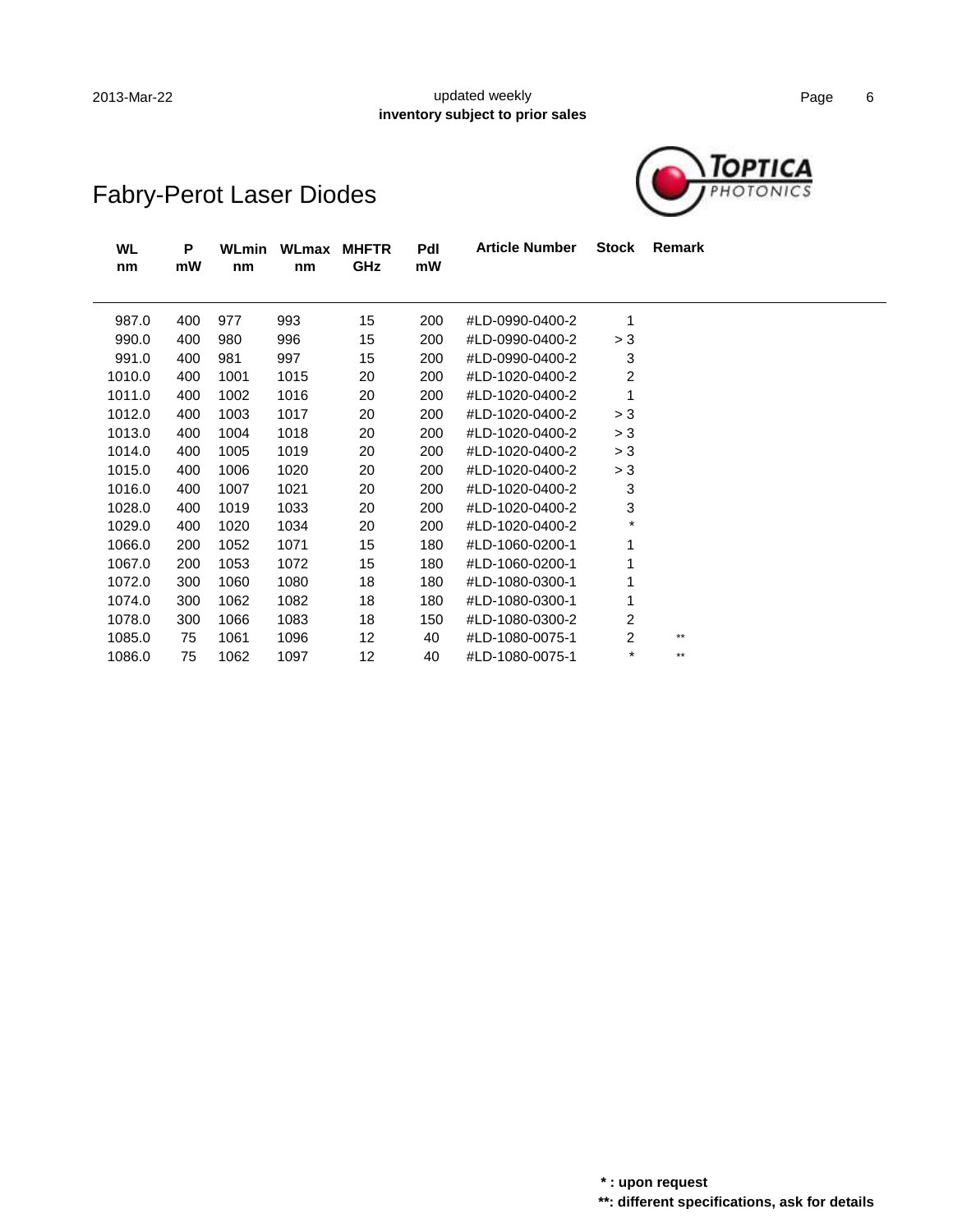# Fabry-Perot Laser Diodes

| WL nm | P mW | WLmin nm | WLmax nm | MHFTR GHz | Pdl mW | Article Number | Stock | Remark |
|---|---|---|---|---|---|---|---|---|
| 987.0 | 400 | 977 | 993 | 15 | 200 | #LD-0990-0400-2 | 1 | |
| 990.0 | 400 | 980 | 996 | 15 | 200 | #LD-0990-0400-2 | > 3 | |
| 991.0 | 400 | 981 | 997 | 15 | 200 | #LD-0990-0400-2 | 3 | |
| 1010.0 | 400 | 1001 | 1015 | 20 | 200 | #LD-1020-0400-2 | 2 | |
| 1011.0 | 400 | 1002 | 1016 | 20 | 200 | #LD-1020-0400-2 | 1 | |
| 1012.0 | 400 | 1003 | 1017 | 20 | 200 | #LD-1020-0400-2 | > 3 | |
| 1013.0 | 400 | 1004 | 1018 | 20 | 200 | #LD-1020-0400-2 | > 3 | |
| 1014.0 | 400 | 1005 | 1019 | 20 | 200 | #LD-1020-0400-2 | > 3 | |
| 1015.0 | 400 | 1006 | 1020 | 20 | 200 | #LD-1020-0400-2 | > 3 | |
| 1016.0 | 400 | 1007 | 1021 | 20 | 200 | #LD-1020-0400-2 | 3 | |
| 1028.0 | 400 | 1019 | 1033 | 20 | 200 | #LD-1020-0400-2 | 3 | |
| 1029.0 | 400 | 1020 | 1034 | 20 | 200 | #LD-1020-0400-2 | * | |
| 1066.0 | 200 | 1052 | 1071 | 15 | 180 | #LD-1060-0200-1 | 1 | |
| 1067.0 | 200 | 1053 | 1072 | 15 | 180 | #LD-1060-0200-1 | 1 | |
| 1072.0 | 300 | 1060 | 1080 | 18 | 180 | #LD-1080-0300-1 | 1 | |
| 1074.0 | 300 | 1062 | 1082 | 18 | 180 | #LD-1080-0300-1 | 1 | |
| 1078.0 | 300 | 1066 | 1083 | 18 | 150 | #LD-1080-0300-2 | 2 | |
| 1085.0 | 75 | 1061 | 1096 | 12 | 40 | #LD-1080-0075-1 | 2 | ** |
| 1086.0 | 75 | 1062 | 1097 | 12 | 40 | #LD-1080-0075-1 | * | ** |

**\* : upon request**

**\*\*: different specifications, ask for details**